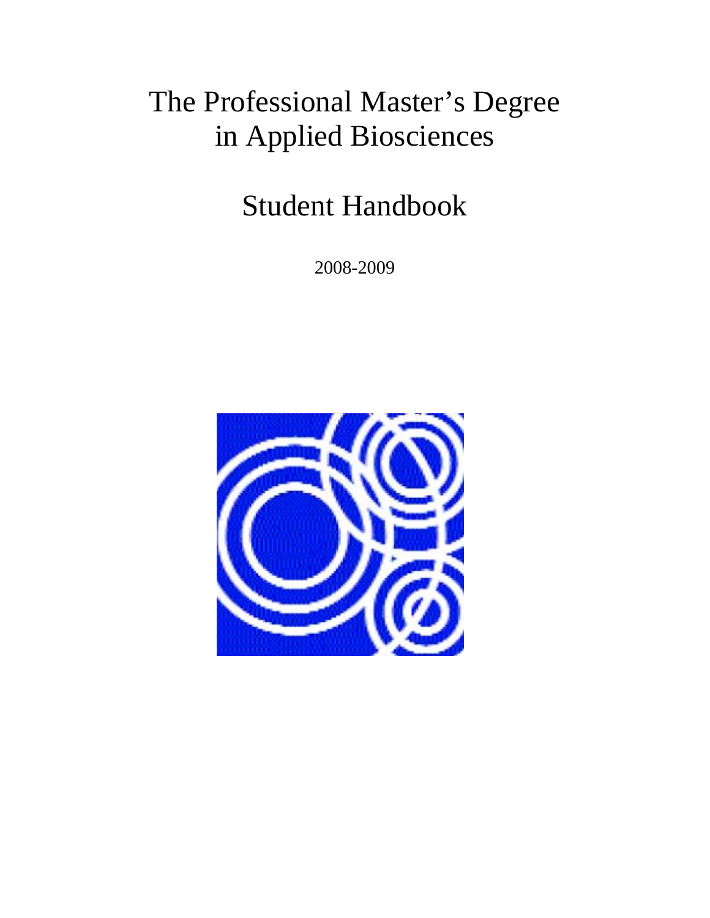# The Professional Master's Degree in Applied Biosciences

# Student Handbook

2008-2009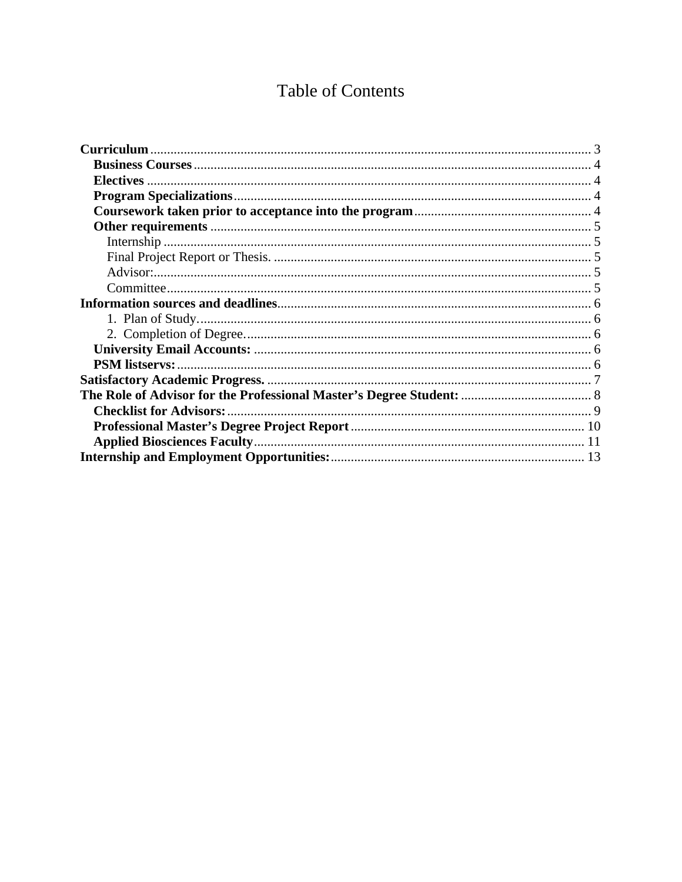# Table of Contents

**Curriculum** .................................................................................................................. 3
- **Business Courses** ...................................................................................................... 4
- **Electives** .................................................................................................................... 4
- **Program Specializations** ........................................................................................... 4
- **Coursework taken prior to acceptance into the program** ..................................................... 4
- **Other requirements** .................................................................................................. 5
  - Internship .............................................................................................................. 5
  - Final Project Report or Thesis. .............................................................................. 5
  - Advisor: ................................................................................................................. 5
  - Committee ............................................................................................................. 5

**Information sources and deadlines** ............................................................................. 6
  - 1. Plan of Study. ..................................................................................................... 6
  - 2. Completion of Degree. ....................................................................................... 6
- **University Email Accounts:** ..................................................................................... 6
- **PSM listservs:** ........................................................................................................... 6

**Satisfactory Academic Progress.** ................................................................................ 7

**The Role of Advisor for the Professional Master's Degree Student:** ....................................... 8
- **Checklist for Advisors:** ............................................................................................ 9
- **Professional Master's Degree Project Report** ..................................................................... 10
- **Applied Biosciences Faculty** ................................................................................... 11

**Internship and Employment Opportunities:** ............................................................ 13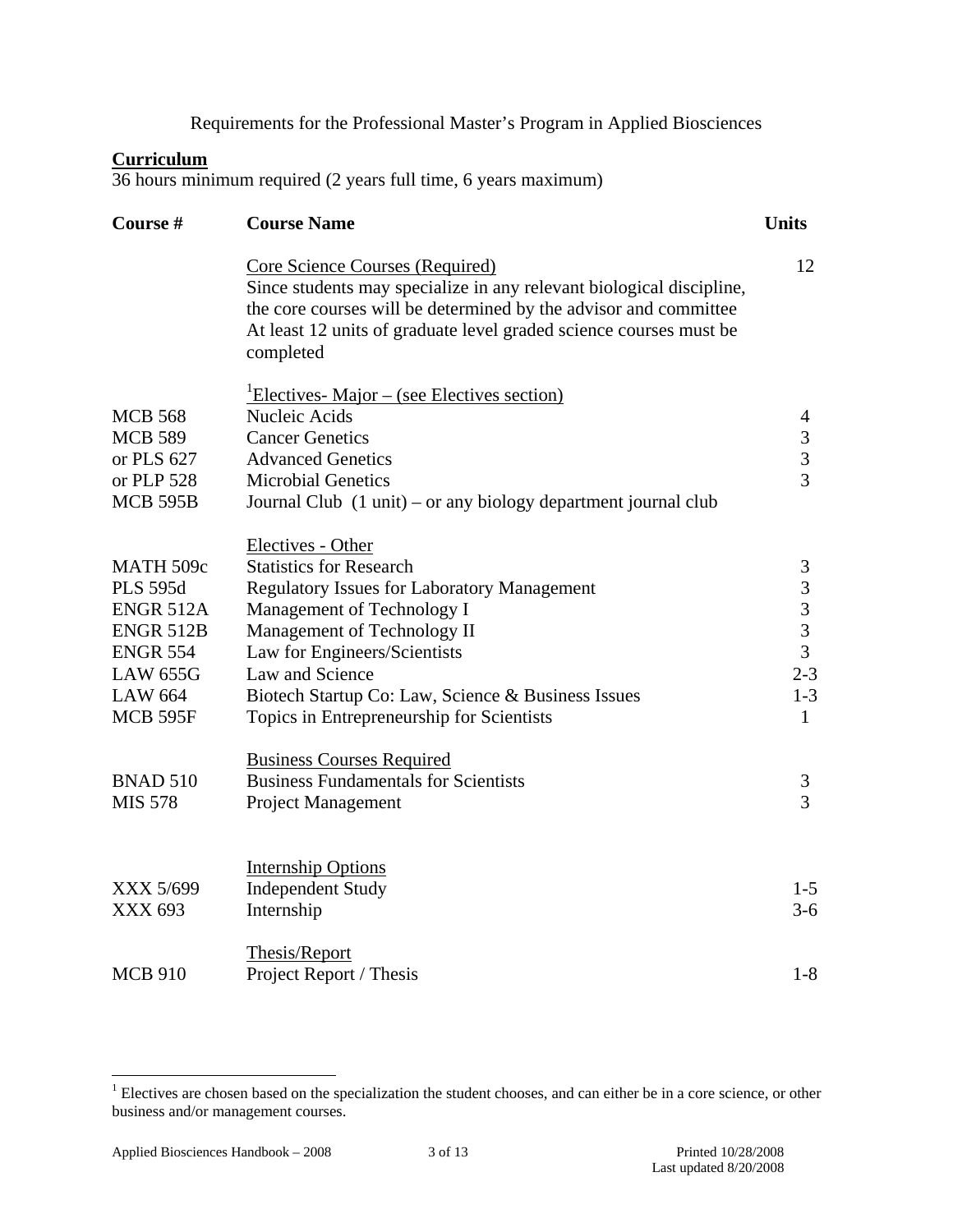Requirements for the Professional Master's Program in Applied Biosciences

## Curriculum

36 hours minimum required (2 years full time, 6 years maximum)

| Course # | Course Name | Units |
|---|---|---|
| | Core Science Courses (Required)<br>Since students may specialize in any relevant biological discipline, the core courses will be determined by the advisor and committee<br>At least 12 units of graduate level graded science courses must be completed | 12 |
| | Electives- Major – (see Electives section)[1] | |
| MCB 568 | Nucleic Acids | 4 |
| MCB 589 | Cancer Genetics | 3 |
| or PLS 627 | Advanced Genetics | 3 |
| or PLP 528 | Microbial Genetics | 3 |
| MCB 595B | Journal Club (1 unit) – or any biology department journal club | |
| | Electives - Other | |
| MATH 509c | Statistics for Research | 3 |
| PLS 595d | Regulatory Issues for Laboratory Management | 3 |
| ENGR 512A | Management of Technology I | 3 |
| ENGR 512B | Management of Technology II | 3 |
| ENGR 554 | Law for Engineers/Scientists | 3 |
| LAW 655G | Law and Science | 2-3 |
| LAW 664 | Biotech Startup Co: Law, Science & Business Issues | 1-3 |
| MCB 595F | Topics in Entrepreneurship for Scientists | 1 |
| | Business Courses Required | |
| BNAD 510 | Business Fundamentals for Scientists | 3 |
| MIS 578 | Project Management | 3 |
| | Internship Options | |
| XXX 5/699 | Independent Study | 1-5 |
| XXX 693 | Internship | 3-6 |
| | Thesis/Report | |
| MCB 910 | Project Report / Thesis | 1-8 |

[1] Electives are chosen based on the specialization the student chooses, and can either be in a core science, or other business and/or management courses.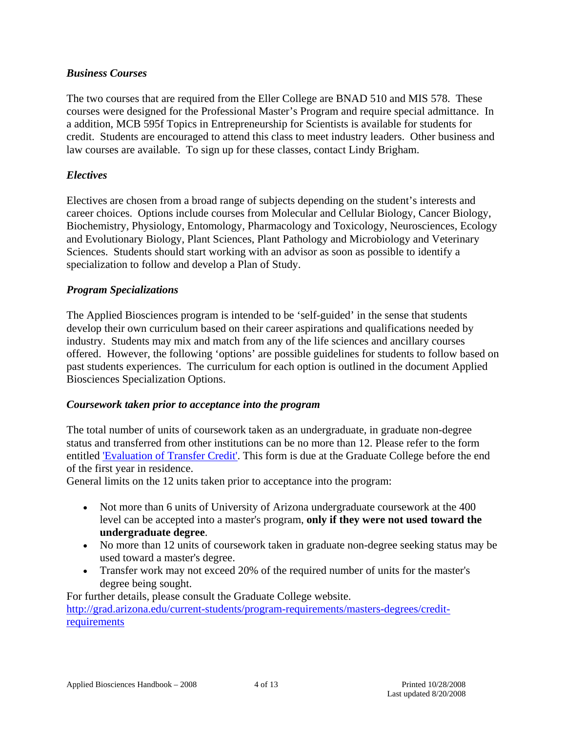### *Business Courses*

The two courses that are required from the Eller College are BNAD 510 and MIS 578. These courses were designed for the Professional Master's Program and require special admittance. In a addition, MCB 595f Topics in Entrepreneurship for Scientists is available for students for credit. Students are encouraged to attend this class to meet industry leaders. Other business and law courses are available. To sign up for these classes, contact Lindy Brigham.

### *Electives*

Electives are chosen from a broad range of subjects depending on the student's interests and career choices. Options include courses from Molecular and Cellular Biology, Cancer Biology, Biochemistry, Physiology, Entomology, Pharmacology and Toxicology, Neurosciences, Ecology and Evolutionary Biology, Plant Sciences, Plant Pathology and Microbiology and Veterinary Sciences. Students should start working with an advisor as soon as possible to identify a specialization to follow and develop a Plan of Study.

### *Program Specializations*

The Applied Biosciences program is intended to be 'self-guided' in the sense that students develop their own curriculum based on their career aspirations and qualifications needed by industry. Students may mix and match from any of the life sciences and ancillary courses offered. However, the following 'options' are possible guidelines for students to follow based on past students experiences. The curriculum for each option is outlined in the document Applied Biosciences Specialization Options.

### *Coursework taken prior to acceptance into the program*

The total number of units of coursework taken as an undergraduate, in graduate non-degree status and transferred from other institutions can be no more than 12. Please refer to the form entitled 'Evaluation of Transfer Credit'. This form is due at the Graduate College before the end of the first year in residence.

General limits on the 12 units taken prior to acceptance into the program:

- Not more than 6 units of University of Arizona undergraduate coursework at the 400 level can be accepted into a master's program, **only if they were not used toward the undergraduate degree**.
- No more than 12 units of coursework taken in graduate non-degree seeking status may be used toward a master's degree.
- Transfer work may not exceed 20% of the required number of units for the master's degree being sought.

For further details, please consult the Graduate College website.
http://grad.arizona.edu/current-students/program-requirements/masters-degrees/credit-requirements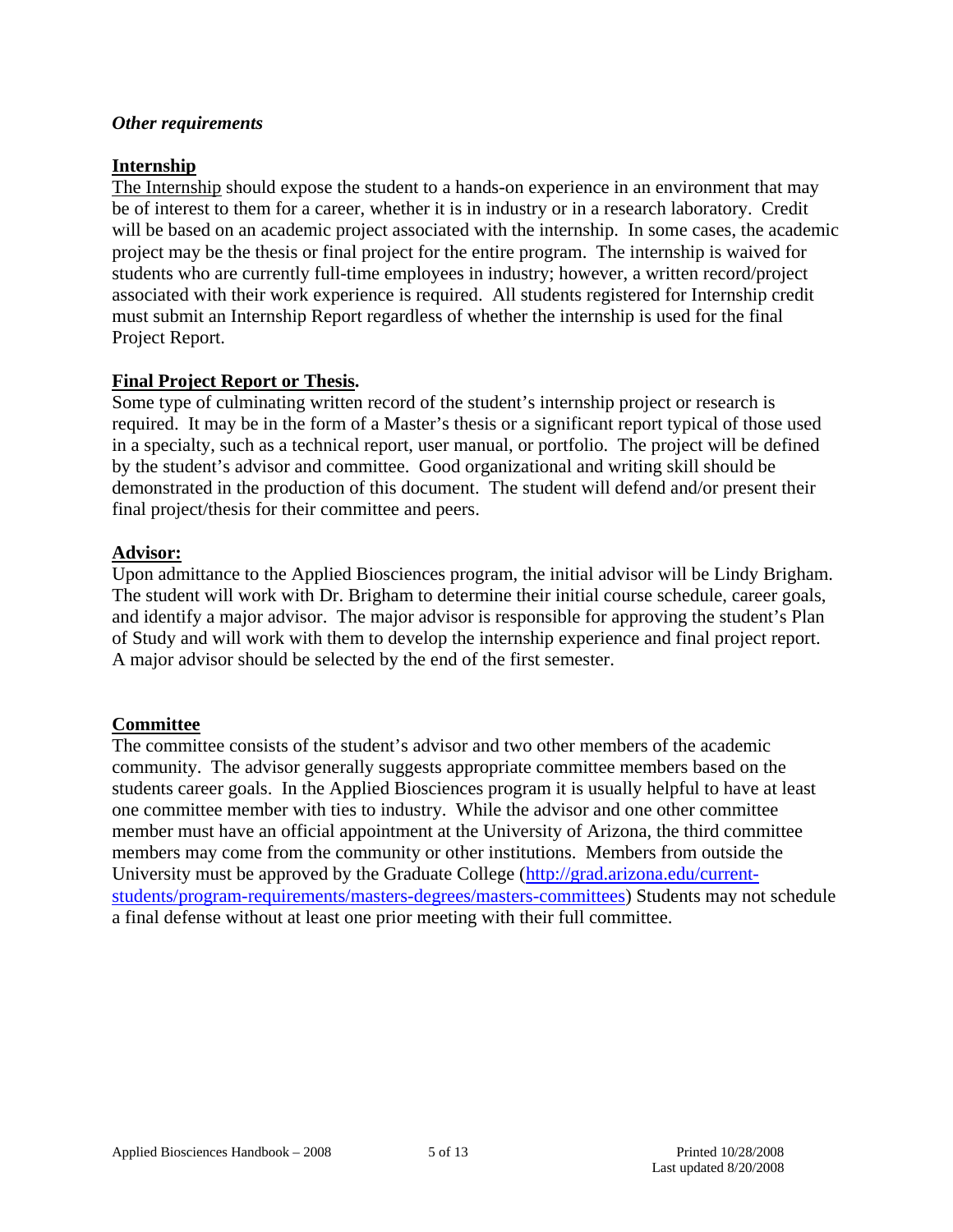### *Other requirements*

#### Internship

The Internship should expose the student to a hands-on experience in an environment that may be of interest to them for a career, whether it is in industry or in a research laboratory. Credit will be based on an academic project associated with the internship. In some cases, the academic project may be the thesis or final project for the entire program. The internship is waived for students who are currently full-time employees in industry; however, a written record/project associated with their work experience is required. All students registered for Internship credit must submit an Internship Report regardless of whether the internship is used for the final Project Report.

#### Final Project Report or Thesis.

Some type of culminating written record of the student's internship project or research is required. It may be in the form of a Master's thesis or a significant report typical of those used in a specialty, such as a technical report, user manual, or portfolio. The project will be defined by the student's advisor and committee. Good organizational and writing skill should be demonstrated in the production of this document. The student will defend and/or present their final project/thesis for their committee and peers.

#### Advisor:

Upon admittance to the Applied Biosciences program, the initial advisor will be Lindy Brigham. The student will work with Dr. Brigham to determine their initial course schedule, career goals, and identify a major advisor. The major advisor is responsible for approving the student's Plan of Study and will work with them to develop the internship experience and final project report. A major advisor should be selected by the end of the first semester.

#### Committee

The committee consists of the student's advisor and two other members of the academic community. The advisor generally suggests appropriate committee members based on the students career goals. In the Applied Biosciences program it is usually helpful to have at least one committee member with ties to industry. While the advisor and one other committee member must have an official appointment at the University of Arizona, the third committee members may come from the community or other institutions. Members from outside the University must be approved by the Graduate College ([http://grad.arizona.edu/current-students/program-requirements/masters-degrees/masters-committees](http://grad.arizona.edu/current-students/program-requirements/masters-degrees/masters-committees)) Students may not schedule a final defense without at least one prior meeting with their full committee.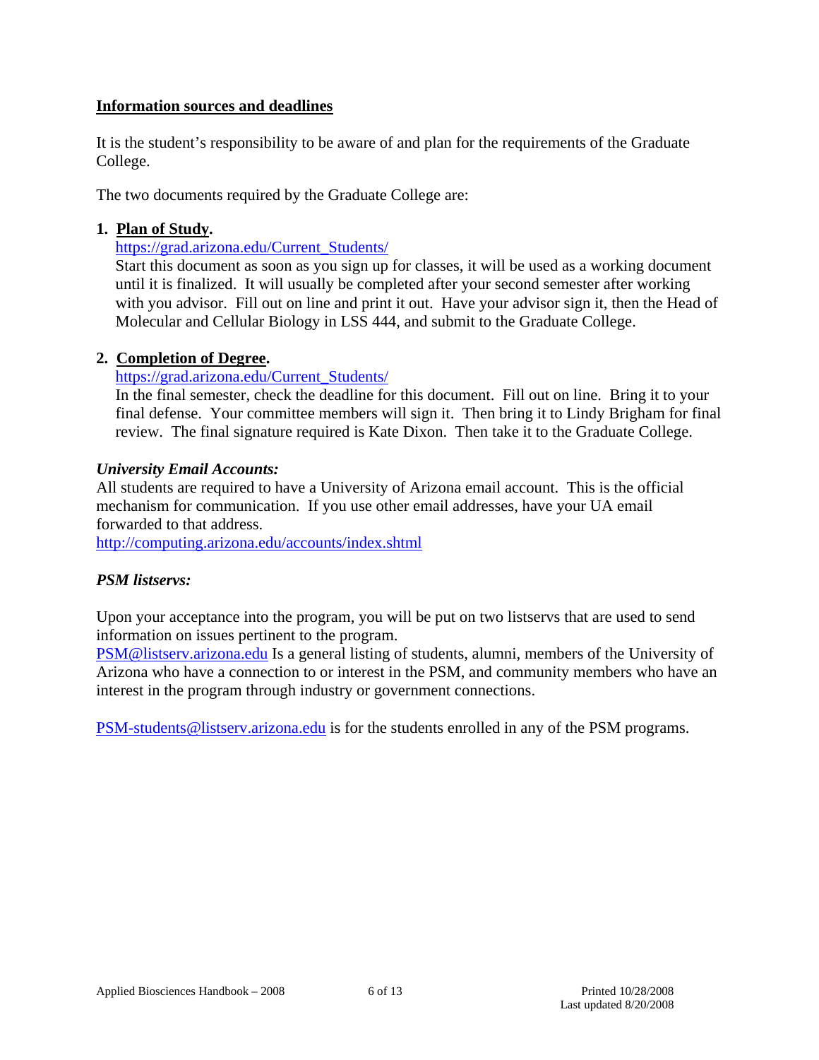## Information sources and deadlines

It is the student's responsibility to be aware of and plan for the requirements of the Graduate College.

The two documents required by the Graduate College are:

1. **Plan of Study.**
   https://grad.arizona.edu/Current_Students/
   Start this document as soon as you sign up for classes, it will be used as a working document until it is finalized. It will usually be completed after your second semester after working with you advisor. Fill out on line and print it out. Have your advisor sign it, then the Head of Molecular and Cellular Biology in LSS 444, and submit to the Graduate College.

2. **Completion of Degree.**
   https://grad.arizona.edu/Current_Students/
   In the final semester, check the deadline for this document. Fill out on line. Bring it to your final defense. Your committee members will sign it. Then bring it to Lindy Brigham for final review. The final signature required is Kate Dixon. Then take it to the Graduate College.

### *University Email Accounts:*

All students are required to have a University of Arizona email account. This is the official mechanism for communication. If you use other email addresses, have your UA email forwarded to that address.
http://computing.arizona.edu/accounts/index.shtml

### *PSM listservs:*

Upon your acceptance into the program, you will be put on two listservs that are used to send information on issues pertinent to the program.
PSM@listserv.arizona.edu Is a general listing of students, alumni, members of the University of Arizona who have a connection to or interest in the PSM, and community members who have an interest in the program through industry or government connections.

PSM-students@listserv.arizona.edu is for the students enrolled in any of the PSM programs.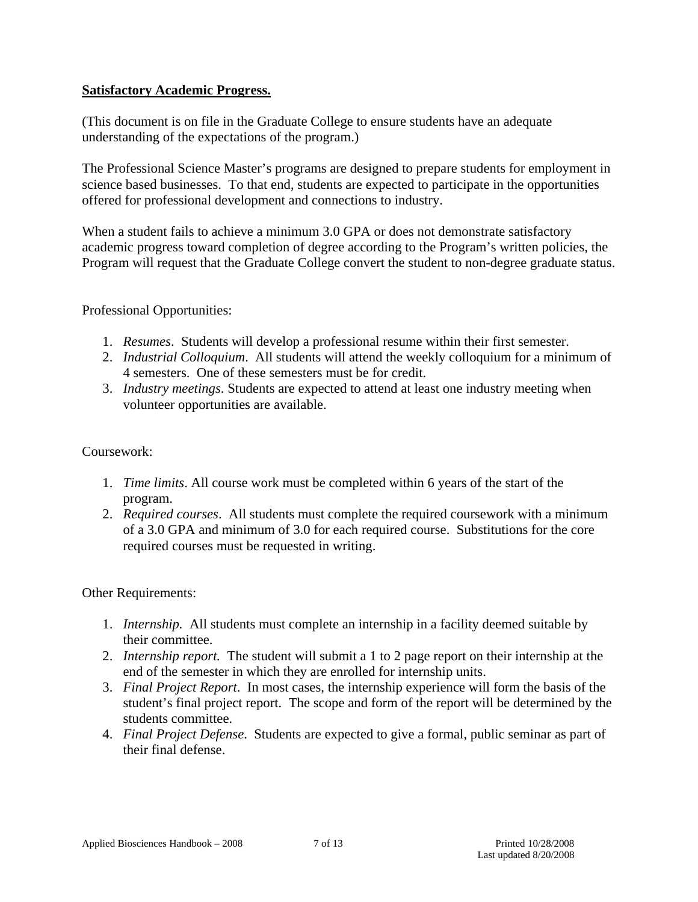**<u>Satisfactory Academic Progress.</u>**

(This document is on file in the Graduate College to ensure students have an adequate understanding of the expectations of the program.)

The Professional Science Master's programs are designed to prepare students for employment in science based businesses. To that end, students are expected to participate in the opportunities offered for professional development and connections to industry.

When a student fails to achieve a minimum 3.0 GPA or does not demonstrate satisfactory academic progress toward completion of degree according to the Program's written policies, the Program will request that the Graduate College convert the student to non-degree graduate status.

Professional Opportunities:

1. *Resumes*. Students will develop a professional resume within their first semester.
2. *Industrial Colloquium*. All students will attend the weekly colloquium for a minimum of 4 semesters. One of these semesters must be for credit.
3. *Industry meetings*. Students are expected to attend at least one industry meeting when volunteer opportunities are available.

Coursework:

1. *Time limits*. All course work must be completed within 6 years of the start of the program.
2. *Required courses*. All students must complete the required coursework with a minimum of a 3.0 GPA and minimum of 3.0 for each required course. Substitutions for the core required courses must be requested in writing.

Other Requirements:

1. *Internship.* All students must complete an internship in a facility deemed suitable by their committee.
2. *Internship report.* The student will submit a 1 to 2 page report on their internship at the end of the semester in which they are enrolled for internship units.
3. *Final Project Report*. In most cases, the internship experience will form the basis of the student's final project report. The scope and form of the report will be determined by the students committee.
4. *Final Project Defense*. Students are expected to give a formal, public seminar as part of their final defense.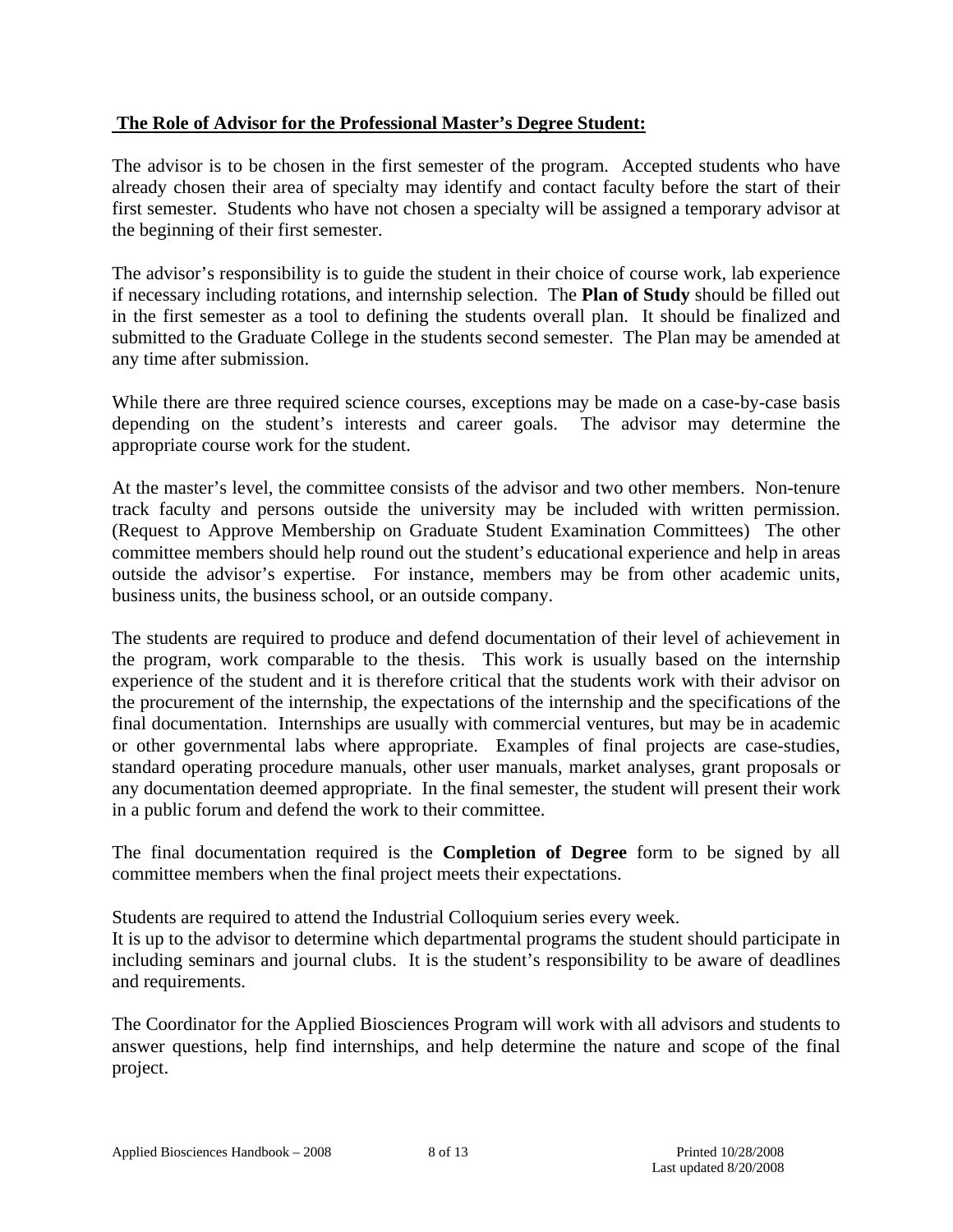**The Role of Advisor for the Professional Master's Degree Student:**

The advisor is to be chosen in the first semester of the program. Accepted students who have already chosen their area of specialty may identify and contact faculty before the start of their first semester. Students who have not chosen a specialty will be assigned a temporary advisor at the beginning of their first semester.

The advisor's responsibility is to guide the student in their choice of course work, lab experience if necessary including rotations, and internship selection. The **Plan of Study** should be filled out in the first semester as a tool to defining the students overall plan. It should be finalized and submitted to the Graduate College in the students second semester. The Plan may be amended at any time after submission.

While there are three required science courses, exceptions may be made on a case-by-case basis depending on the student's interests and career goals. The advisor may determine the appropriate course work for the student.

At the master's level, the committee consists of the advisor and two other members. Non-tenure track faculty and persons outside the university may be included with written permission. (Request to Approve Membership on Graduate Student Examination Committees) The other committee members should help round out the student's educational experience and help in areas outside the advisor's expertise. For instance, members may be from other academic units, business units, the business school, or an outside company.

The students are required to produce and defend documentation of their level of achievement in the program, work comparable to the thesis. This work is usually based on the internship experience of the student and it is therefore critical that the students work with their advisor on the procurement of the internship, the expectations of the internship and the specifications of the final documentation. Internships are usually with commercial ventures, but may be in academic or other governmental labs where appropriate. Examples of final projects are case-studies, standard operating procedure manuals, other user manuals, market analyses, grant proposals or any documentation deemed appropriate. In the final semester, the student will present their work in a public forum and defend the work to their committee.

The final documentation required is the **Completion of Degree** form to be signed by all committee members when the final project meets their expectations.

Students are required to attend the Industrial Colloquium series every week.
It is up to the advisor to determine which departmental programs the student should participate in including seminars and journal clubs. It is the student's responsibility to be aware of deadlines and requirements.

The Coordinator for the Applied Biosciences Program will work with all advisors and students to answer questions, help find internships, and help determine the nature and scope of the final project.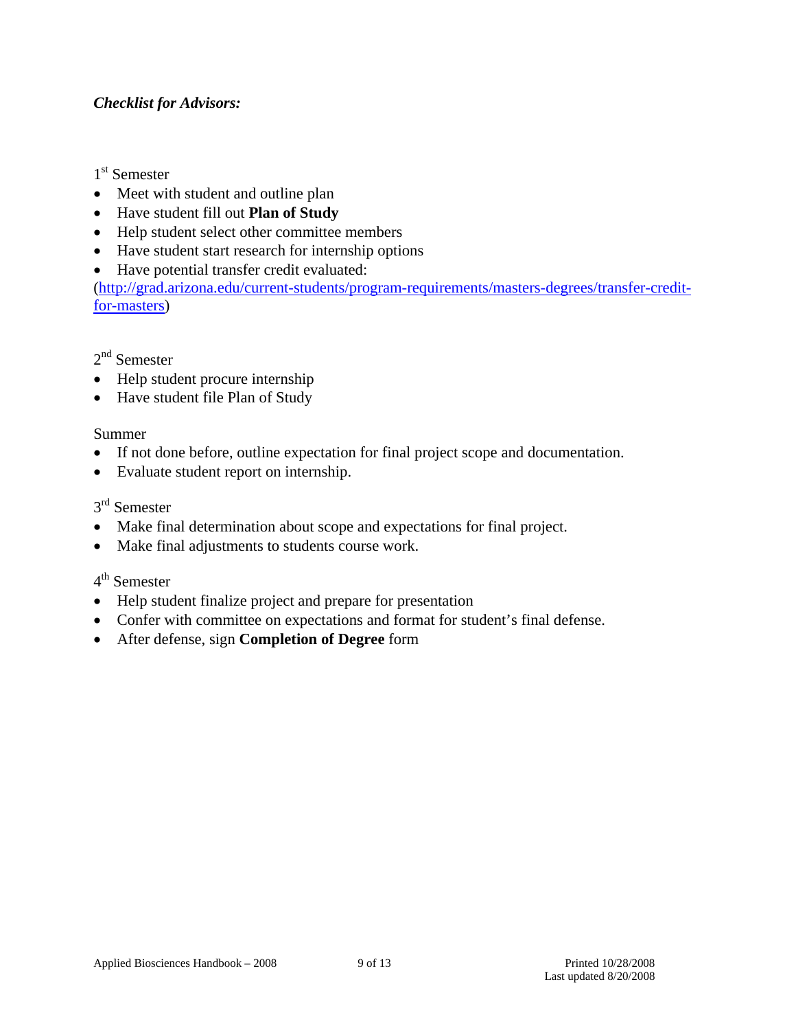***Checklist for Advisors:***

1st Semester

- Meet with student and outline plan
- Have student fill out **Plan of Study**
- Help student select other committee members
- Have student start research for internship options
- Have potential transfer credit evaluated:

(http://grad.arizona.edu/current-students/program-requirements/masters-degrees/transfer-credit-for-masters)

2nd Semester

- Help student procure internship
- Have student file Plan of Study

Summer

- If not done before, outline expectation for final project scope and documentation.
- Evaluate student report on internship.

3rd Semester

- Make final determination about scope and expectations for final project.
- Make final adjustments to students course work.

4th Semester

- Help student finalize project and prepare for presentation
- Confer with committee on expectations and format for student's final defense.
- After defense, sign **Completion of Degree** form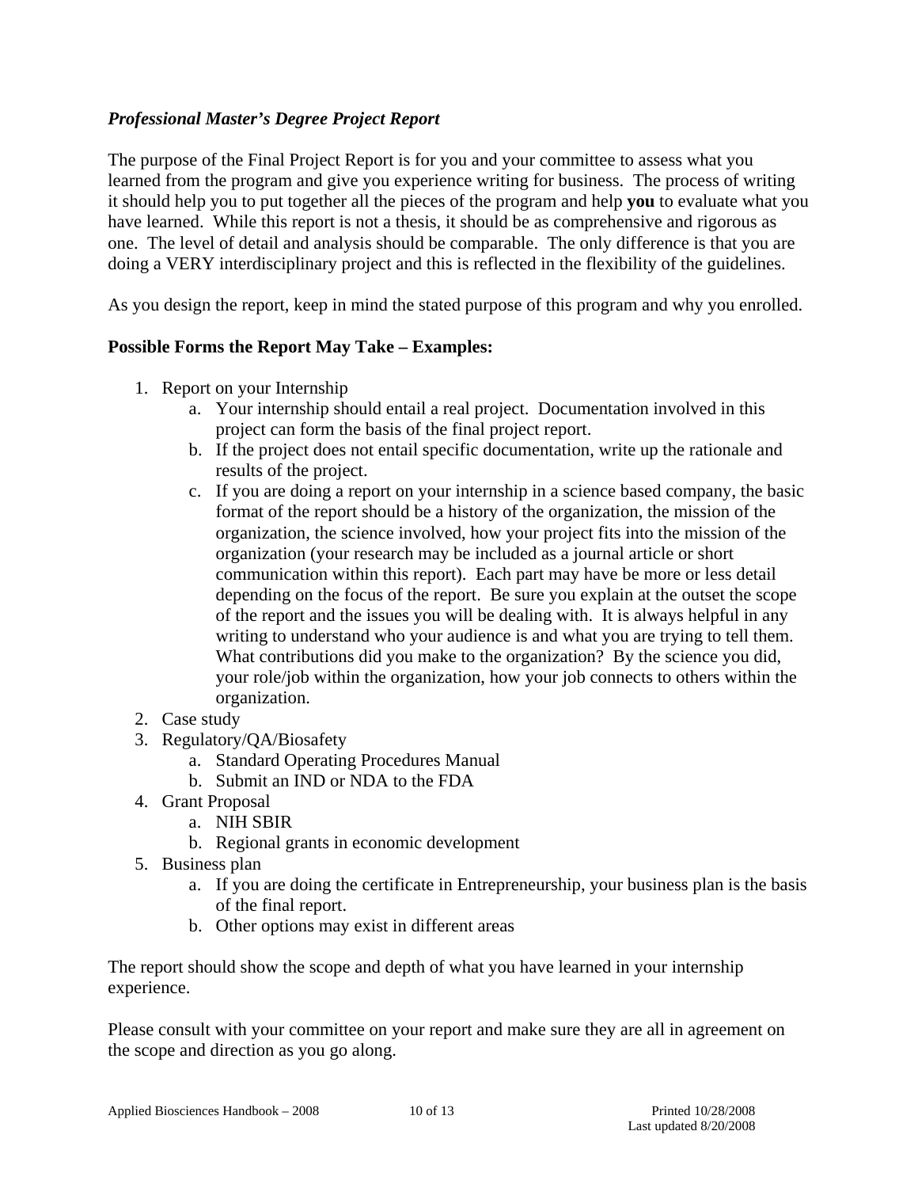*Professional Master's Degree Project Report*

The purpose of the Final Project Report is for you and your committee to assess what you learned from the program and give you experience writing for business. The process of writing it should help you to put together all the pieces of the program and help **you** to evaluate what you have learned. While this report is not a thesis, it should be as comprehensive and rigorous as one. The level of detail and analysis should be comparable. The only difference is that you are doing a VERY interdisciplinary project and this is reflected in the flexibility of the guidelines.

As you design the report, keep in mind the stated purpose of this program and why you enrolled.

**Possible Forms the Report May Take – Examples:**

1. Report on your Internship
   a. Your internship should entail a real project. Documentation involved in this project can form the basis of the final project report.
   b. If the project does not entail specific documentation, write up the rationale and results of the project.
   c. If you are doing a report on your internship in a science based company, the basic format of the report should be a history of the organization, the mission of the organization, the science involved, how your project fits into the mission of the organization (your research may be included as a journal article or short communication within this report). Each part may have be more or less detail depending on the focus of the report. Be sure you explain at the outset the scope of the report and the issues you will be dealing with. It is always helpful in any writing to understand who your audience is and what you are trying to tell them. What contributions did you make to the organization? By the science you did, your role/job within the organization, how your job connects to others within the organization.
2. Case study
3. Regulatory/QA/Biosafety
   a. Standard Operating Procedures Manual
   b. Submit an IND or NDA to the FDA
4. Grant Proposal
   a. NIH SBIR
   b. Regional grants in economic development
5. Business plan
   a. If you are doing the certificate in Entrepreneurship, your business plan is the basis of the final report.
   b. Other options may exist in different areas

The report should show the scope and depth of what you have learned in your internship experience.

Please consult with your committee on your report and make sure they are all in agreement on the scope and direction as you go along.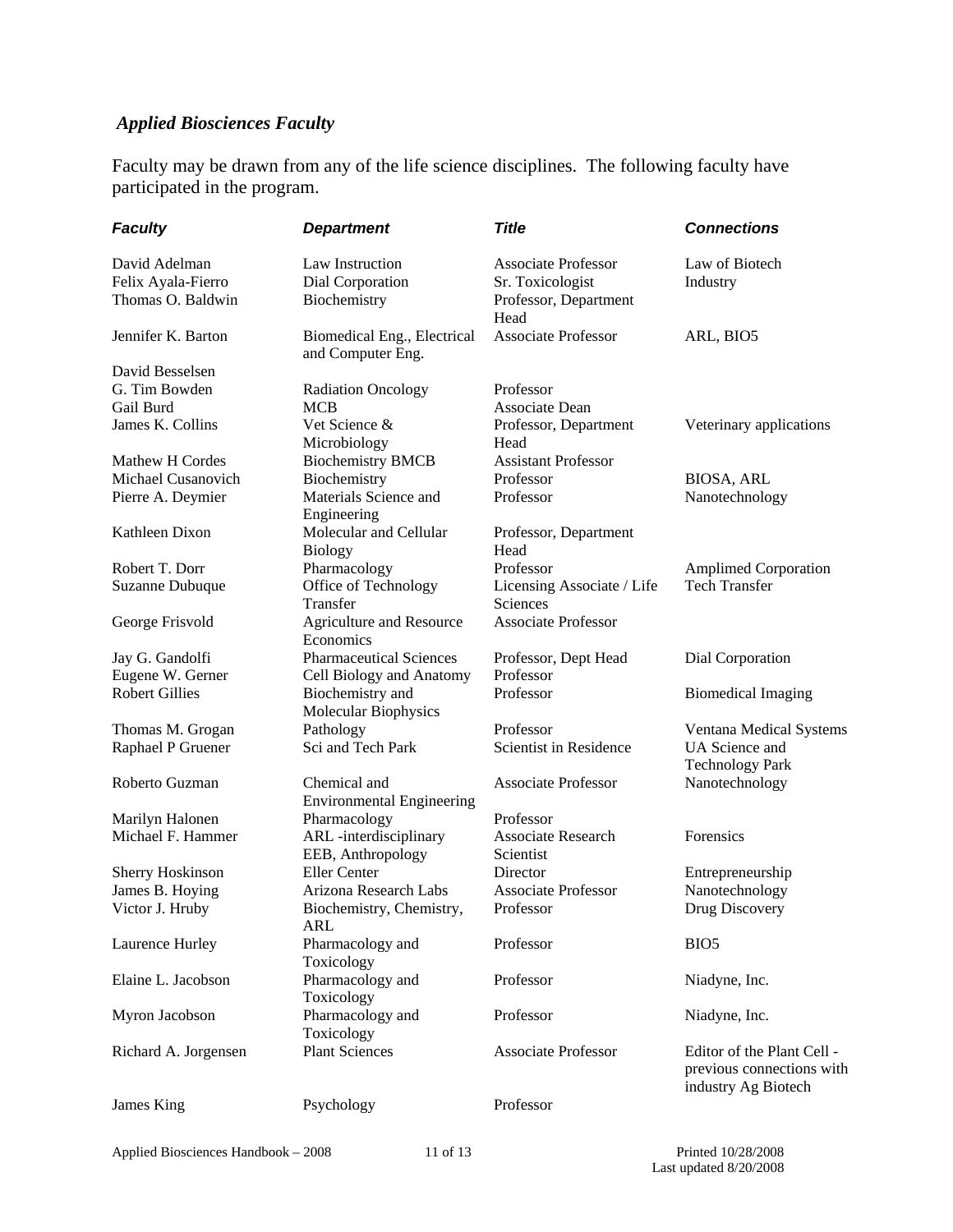### *Applied Biosciences Faculty*

Faculty may be drawn from any of the life science disciplines. The following faculty have participated in the program.

| ***Faculty*** | ***Department*** | ***Title*** | ***Connections*** |
|---|---|---|---|
| David Adelman | Law Instruction | Associate Professor | Law of Biotech |
| Felix Ayala-Fierro | Dial Corporation | Sr. Toxicologist | Industry |
| Thomas O. Baldwin | Biochemistry | Professor, Department Head | |
| Jennifer K. Barton | Biomedical Eng., Electrical and Computer Eng. | Associate Professor | ARL, BIO5 |
| David Besselsen | | | |
| G. Tim Bowden | Radiation Oncology | Professor | |
| Gail Burd | MCB | Associate Dean | |
| James K. Collins | Vet Science & Microbiology | Professor, Department Head | Veterinary applications |
| Mathew H Cordes | Biochemistry BMCB | Assistant Professor | |
| Michael Cusanovich | Biochemistry | Professor | BIOSA, ARL |
| Pierre A. Deymier | Materials Science and Engineering | Professor | Nanotechnology |
| Kathleen Dixon | Molecular and Cellular Biology | Professor, Department Head | |
| Robert T. Dorr | Pharmacology | Professor | Amplimed Corporation |
| Suzanne Dubuque | Office of Technology Transfer | Licensing Associate / Life Sciences | Tech Transfer |
| George Frisvold | Agriculture and Resource Economics | Associate Professor | |
| Jay G. Gandolfi | Pharmaceutical Sciences | Professor, Dept Head | Dial Corporation |
| Eugene W. Gerner | Cell Biology and Anatomy | Professor | |
| Robert Gillies | Biochemistry and Molecular Biophysics | Professor | Biomedical Imaging |
| Thomas M. Grogan | Pathology | Professor | Ventana Medical Systems |
| Raphael P Gruener | Sci and Tech Park | Scientist in Residence | UA Science and Technology Park |
| Roberto Guzman | Chemical and Environmental Engineering | Associate Professor | Nanotechnology |
| Marilyn Halonen | Pharmacology | Professor | |
| Michael F. Hammer | ARL -interdisciplinary EEB, Anthropology | Associate Research Scientist | Forensics |
| Sherry Hoskinson | Eller Center | Director | Entrepreneurship |
| James B. Hoying | Arizona Research Labs | Associate Professor | Nanotechnology |
| Victor J. Hruby | Biochemistry, Chemistry, ARL | Professor | Drug Discovery |
| Laurence Hurley | Pharmacology and Toxicology | Professor | BIO5 |
| Elaine L. Jacobson | Pharmacology and Toxicology | Professor | Niadyne, Inc. |
| Myron Jacobson | Pharmacology and Toxicology | Professor | Niadyne, Inc. |
| Richard A. Jorgensen | Plant Sciences | Associate Professor | Editor of the Plant Cell - previous connections with industry Ag Biotech |
| James King | Psychology | Professor | |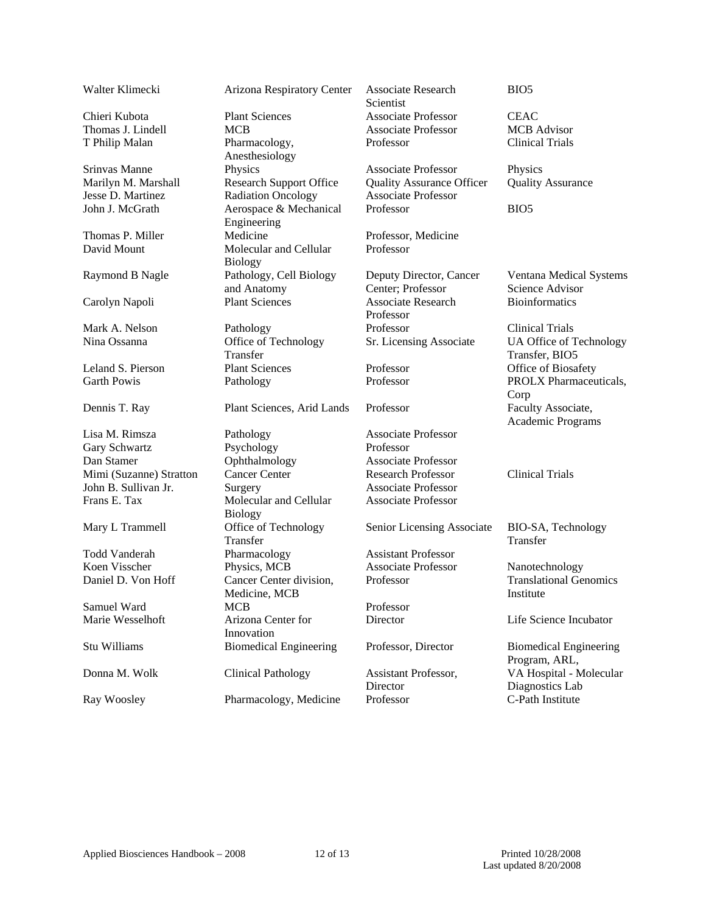| | | | |
|---|---|---|---|
| Walter Klimecki | Arizona Respiratory Center | Associate Research Scientist | BIO5 |
| Chieri Kubota | Plant Sciences | Associate Professor | CEAC |
| Thomas J. Lindell | MCB | Associate Professor | MCB Advisor |
| T Philip Malan | Pharmacology, Anesthesiology | Professor | Clinical Trials |
| Srinvas Manne | Physics | Associate Professor | Physics |
| Marilyn M. Marshall | Research Support Office | Quality Assurance Officer | Quality Assurance |
| Jesse D. Martinez | Radiation Oncology | Associate Professor | |
| John J. McGrath | Aerospace & Mechanical Engineering | Professor | BIO5 |
| Thomas P. Miller | Medicine | Professor, Medicine | |
| David Mount | Molecular and Cellular Biology | Professor | |
| Raymond B Nagle | Pathology, Cell Biology and Anatomy | Deputy Director, Cancer Center; Professor | Ventana Medical Systems Science Advisor |
| Carolyn Napoli | Plant Sciences | Associate Research Professor | Bioinformatics |
| Mark A. Nelson | Pathology | Professor | Clinical Trials |
| Nina Ossanna | Office of Technology Transfer | Sr. Licensing Associate | UA Office of Technology Transfer, BIO5 |
| Leland S. Pierson | Plant Sciences | Professor | Office of Biosafety |
| Garth Powis | Pathology | Professor | PROLX Pharmaceuticals, Corp |
| Dennis T. Ray | Plant Sciences, Arid Lands | Professor | Faculty Associate, Academic Programs |
| Lisa M. Rimsza | Pathology | Associate Professor | |
| Gary Schwartz | Psychology | Professor | |
| Dan Stamer | Ophthalmology | Associate Professor | |
| Mimi (Suzanne) Stratton | Cancer Center | Research Professor | Clinical Trials |
| John B. Sullivan Jr. | Surgery | Associate Professor | |
| Frans E. Tax | Molecular and Cellular Biology | Associate Professor | |
| Mary L Trammell | Office of Technology Transfer | Senior Licensing Associate | BIO-SA, Technology Transfer |
| Todd Vanderah | Pharmacology | Assistant Professor | |
| Koen Visscher | Physics, MCB | Associate Professor | Nanotechnology |
| Daniel D. Von Hoff | Cancer Center division, Medicine, MCB | Professor | Translational Genomics Institute |
| Samuel Ward | MCB | Professor | |
| Marie Wesselhoft | Arizona Center for Innovation | Director | Life Science Incubator |
| Stu Williams | Biomedical Engineering | Professor, Director | Biomedical Engineering Program, ARL, |
| Donna M. Wolk | Clinical Pathology | Assistant Professor, Director | VA Hospital - Molecular Diagnostics Lab |
| Ray Woosley | Pharmacology, Medicine | Professor | C-Path Institute |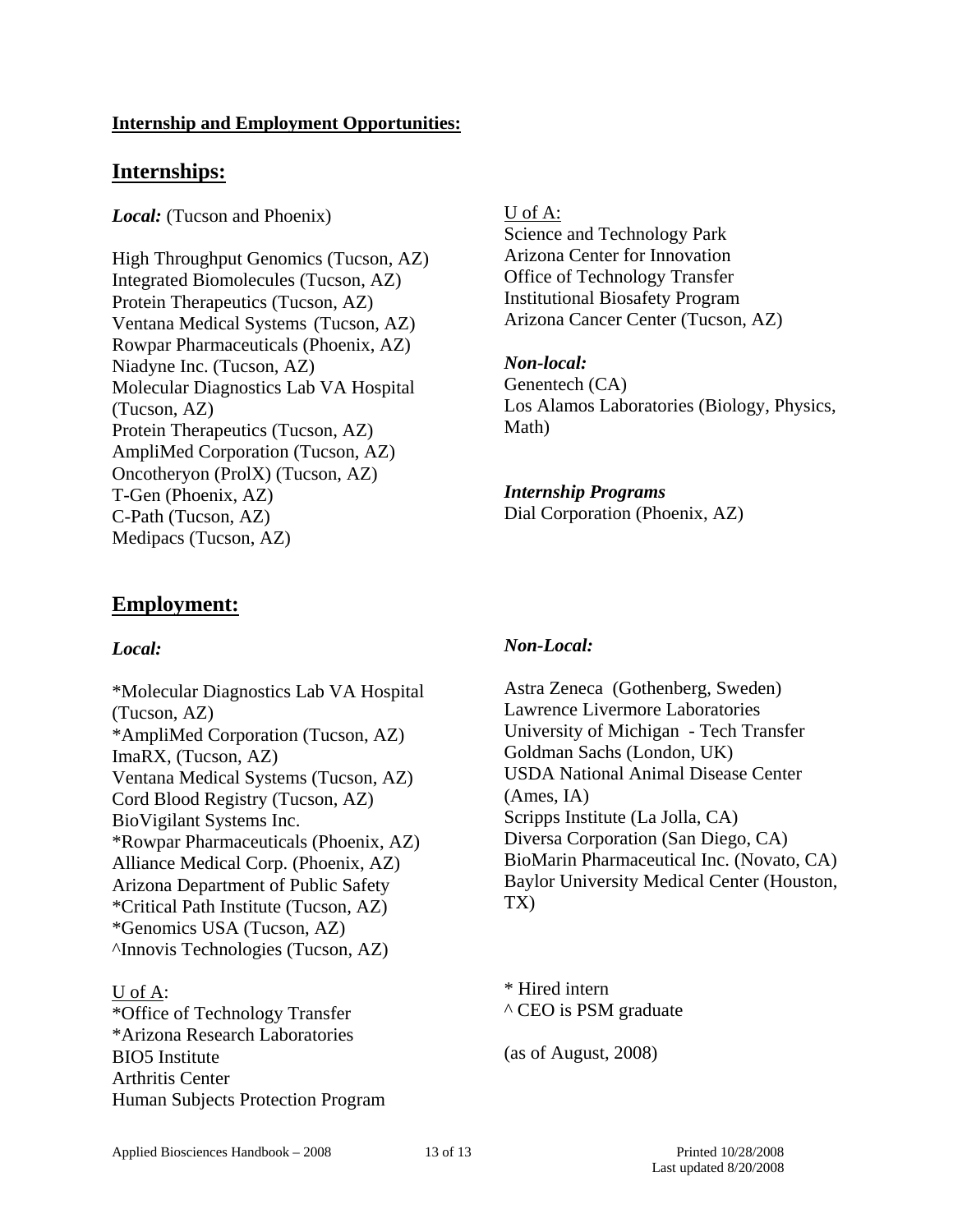**Internship and Employment Opportunities:**

## Internships:

***Local:*** (Tucson and Phoenix)

High Throughput Genomics (Tucson, AZ)
Integrated Biomolecules (Tucson, AZ)
Protein Therapeutics (Tucson, AZ)
Ventana Medical Systems (Tucson, AZ)
Rowpar Pharmaceuticals (Phoenix, AZ)
Niadyne Inc. (Tucson, AZ)
Molecular Diagnostics Lab VA Hospital (Tucson, AZ)
Protein Therapeutics (Tucson, AZ)
AmpliMed Corporation (Tucson, AZ)
Oncotheryon (ProlX) (Tucson, AZ)
T-Gen (Phoenix, AZ)
C-Path (Tucson, AZ)
Medipacs (Tucson, AZ)

U of A:
Science and Technology Park
Arizona Center for Innovation
Office of Technology Transfer
Institutional Biosafety Program
Arizona Cancer Center (Tucson, AZ)

***Non-local:***
Genentech (CA)
Los Alamos Laboratories (Biology, Physics, Math)

***Internship Programs***
Dial Corporation (Phoenix, AZ)

## Employment:

***Local:***

*Molecular Diagnostics Lab VA Hospital (Tucson, AZ)
*AmpliMed Corporation (Tucson, AZ)
ImaRX, (Tucson, AZ)
Ventana Medical Systems (Tucson, AZ)
Cord Blood Registry (Tucson, AZ)
BioVigilant Systems Inc.
*Rowpar Pharmaceuticals (Phoenix, AZ)
Alliance Medical Corp. (Phoenix, AZ)
Arizona Department of Public Safety
*Critical Path Institute (Tucson, AZ)
*Genomics USA (Tucson, AZ)
^Innovis Technologies (Tucson, AZ)

U of A:
*Office of Technology Transfer
*Arizona Research Laboratories
BIO5 Institute
Arthritis Center
Human Subjects Protection Program

***Non-Local:***

Astra Zeneca (Gothenberg, Sweden)
Lawrence Livermore Laboratories
University of Michigan - Tech Transfer
Goldman Sachs (London, UK)
USDA National Animal Disease Center (Ames, IA)
Scripps Institute (La Jolla, CA)
Diversa Corporation (San Diego, CA)
BioMarin Pharmaceutical Inc. (Novato, CA)
Baylor University Medical Center (Houston, TX)

* Hired intern
^ CEO is PSM graduate

(as of August, 2008)